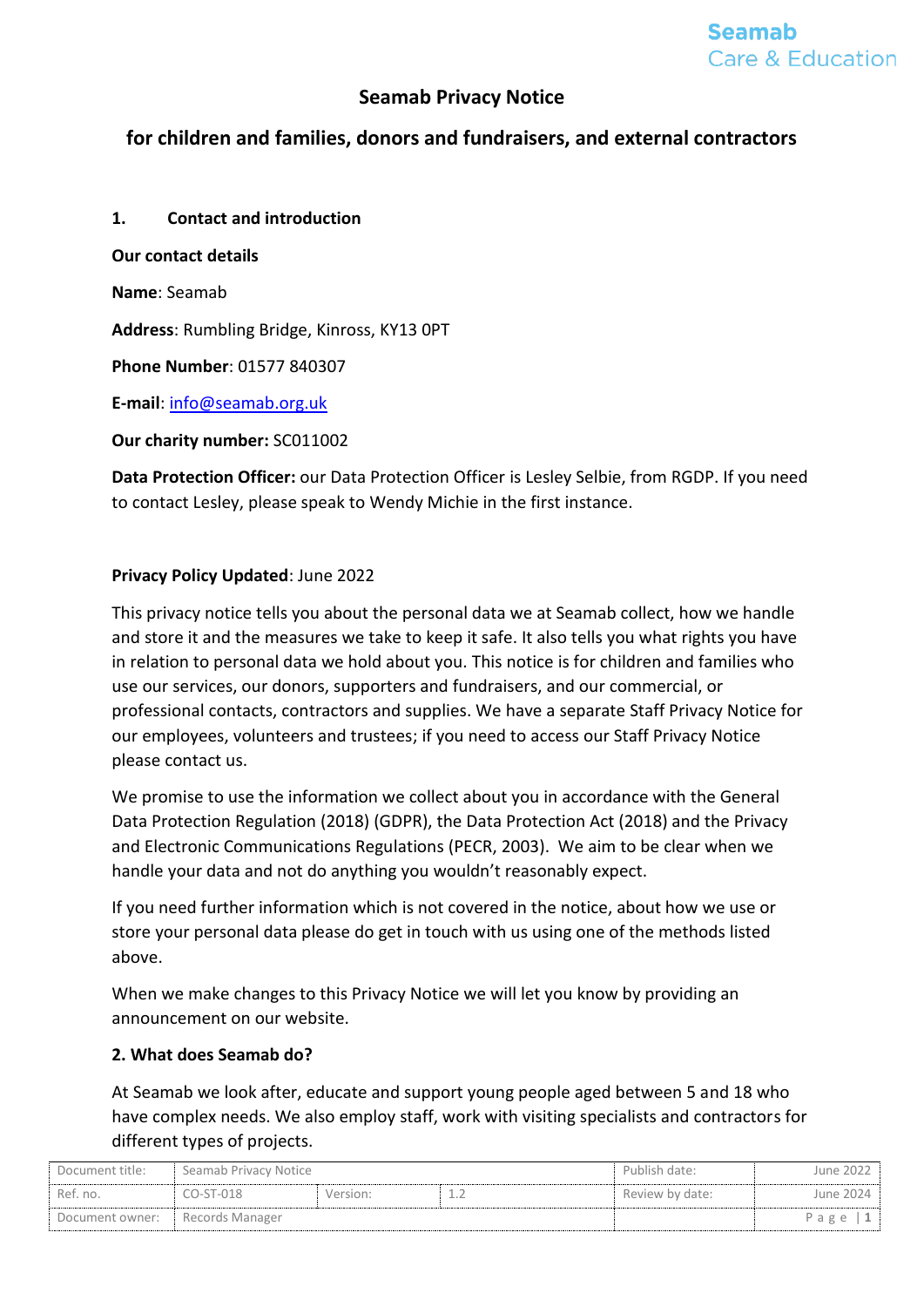# Seamab Privacy Notice

## for children and families, donors and fundraisers, and external contractors

### 1. Contact and introduction

**Our contact details**

**Name**: Seamab

**Address**: Rumbling Bridge, Kinross, KY13 0PT

**Phone Number**: 01577 840307

**E-mail**: info@seamab.org.uk

**Our charity number:** SC011002

**Data Protection Officer:** our Data Protection Officer is Lesley Selbie, from RGDP. If you need to contact Lesley, please speak to Wendy Michie in the first instance.

**Privacy Policy Updated**: June 2022

This privacy notice tells you about the personal data we at Seamab collect, how we handle and store it and the measures we take to keep it safe. It also tells you what rights you have in relation to personal data we hold about you. This notice is for children and families who use our services, our donors, supporters and fundraisers, and our commercial, or professional contacts, contractors and supplies. We have a separate Staff Privacy Notice for our employees, volunteers and trustees; if you need to access our Staff Privacy Notice please contact us.

We promise to use the information we collect about you in accordance with the General Data Protection Regulation (2018) (GDPR), the Data Protection Act (2018) and the Privacy and Electronic Communications Regulations (PECR, 2003). We aim to be clear when we handle your data and not do anything you wouldn't reasonably expect.

If you need further information which is not covered in the notice, about how we use or store your personal data please do get in touch with us using one of the methods listed above.

When we make changes to this Privacy Notice we will let you know by providing an announcement on our website.

### 2. What does Seamab do?

At Seamab we look after, educate and support young people aged between 5 and 18 who have complex needs. We also employ staff, work with visiting specialists and contractors for different types of projects.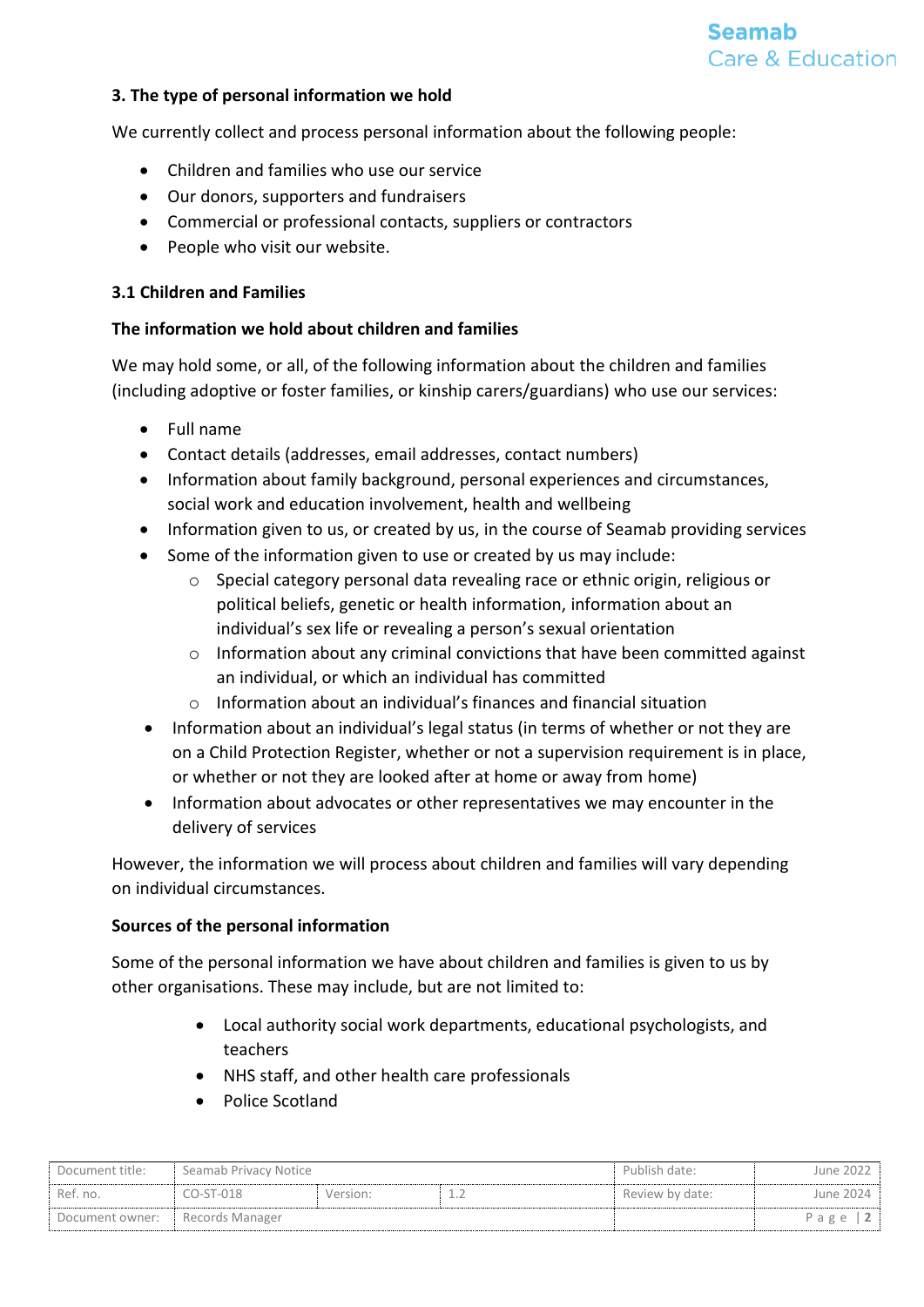### 3. The type of personal information we hold

We currently collect and process personal information about the following people:

- Children and families who use our service
- Our donors, supporters and fundraisers
- Commercial or professional contacts, suppliers or contractors
- People who visit our website.

### 3.1 Children and Families

**The information we hold about children and families**

We may hold some, or all, of the following information about the children and families (including adoptive or foster families, or kinship carers/guardians) who use our services:

- Full name
- Contact details (addresses, email addresses, contact numbers)
- Information about family background, personal experiences and circumstances, social work and education involvement, health and wellbeing
- Information given to us, or created by us, in the course of Seamab providing services
- Some of the information given to use or created by us may include:
  - Special category personal data revealing race or ethnic origin, religious or political beliefs, genetic or health information, information about an individual's sex life or revealing a person's sexual orientation
  - Information about any criminal convictions that have been committed against an individual, or which an individual has committed
  - Information about an individual's finances and financial situation
- Information about an individual's legal status (in terms of whether or not they are on a Child Protection Register, whether or not a supervision requirement is in place, or whether or not they are looked after at home or away from home)
- Information about advocates or other representatives we may encounter in the delivery of services

However, the information we will process about children and families will vary depending on individual circumstances.

**Sources of the personal information**

Some of the personal information we have about children and families is given to us by other organisations. These may include, but are not limited to:

- Local authority social work departments, educational psychologists, and teachers
- NHS staff, and other health care professionals
- Police Scotland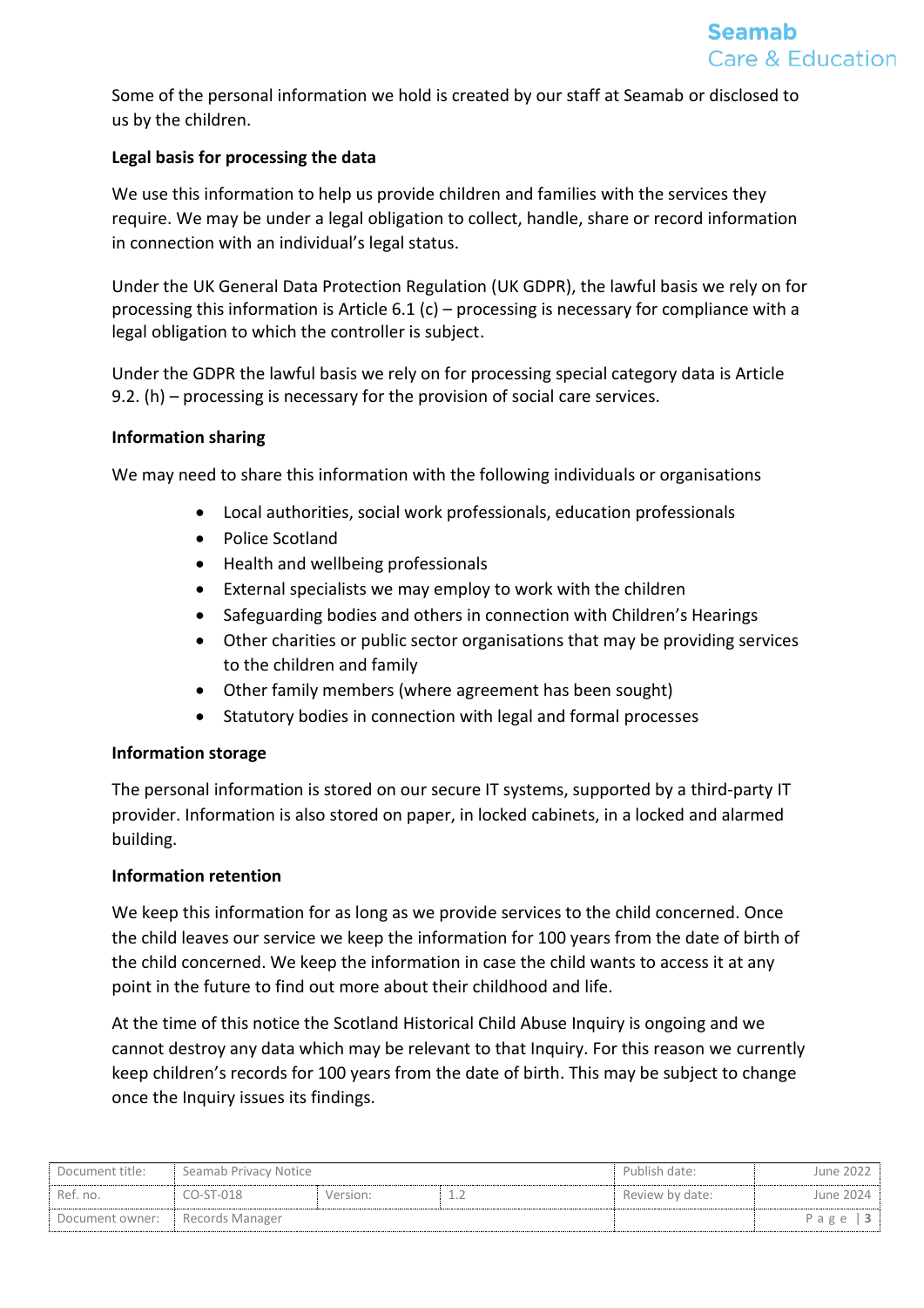Some of the personal information we hold is created by our staff at Seamab or disclosed to us by the children.

**Legal basis for processing the data**

We use this information to help us provide children and families with the services they require. We may be under a legal obligation to collect, handle, share or record information in connection with an individual's legal status.

Under the UK General Data Protection Regulation (UK GDPR), the lawful basis we rely on for processing this information is Article 6.1 (c) – processing is necessary for compliance with a legal obligation to which the controller is subject.

Under the GDPR the lawful basis we rely on for processing special category data is Article 9.2. (h) – processing is necessary for the provision of social care services.

**Information sharing**

We may need to share this information with the following individuals or organisations

- Local authorities, social work professionals, education professionals
- Police Scotland
- Health and wellbeing professionals
- External specialists we may employ to work with the children
- Safeguarding bodies and others in connection with Children's Hearings
- Other charities or public sector organisations that may be providing services to the children and family
- Other family members (where agreement has been sought)
- Statutory bodies in connection with legal and formal processes

**Information storage**

The personal information is stored on our secure IT systems, supported by a third-party IT provider. Information is also stored on paper, in locked cabinets, in a locked and alarmed building.

**Information retention**

We keep this information for as long as we provide services to the child concerned. Once the child leaves our service we keep the information for 100 years from the date of birth of the child concerned. We keep the information in case the child wants to access it at any point in the future to find out more about their childhood and life.

At the time of this notice the Scotland Historical Child Abuse Inquiry is ongoing and we cannot destroy any data which may be relevant to that Inquiry. For this reason we currently keep children's records for 100 years from the date of birth. This may be subject to change once the Inquiry issues its findings.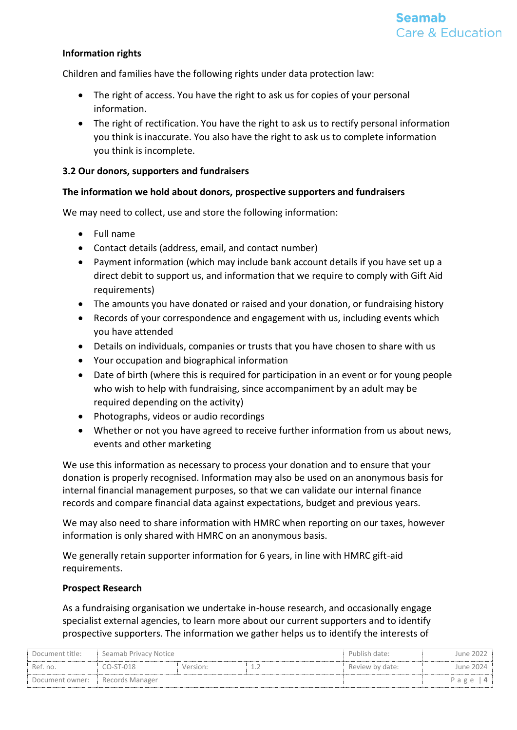**Information rights**

Children and families have the following rights under data protection law:

- The right of access. You have the right to ask us for copies of your personal information.
- The right of rectification. You have the right to ask us to rectify personal information you think is inaccurate. You also have the right to ask us to complete information you think is incomplete.

**3.2 Our donors, supporters and fundraisers**

**The information we hold about donors, prospective supporters and fundraisers**

We may need to collect, use and store the following information:

- Full name
- Contact details (address, email, and contact number)
- Payment information (which may include bank account details if you have set up a direct debit to support us, and information that we require to comply with Gift Aid requirements)
- The amounts you have donated or raised and your donation, or fundraising history
- Records of your correspondence and engagement with us, including events which you have attended
- Details on individuals, companies or trusts that you have chosen to share with us
- Your occupation and biographical information
- Date of birth (where this is required for participation in an event or for young people who wish to help with fundraising, since accompaniment by an adult may be required depending on the activity)
- Photographs, videos or audio recordings
- Whether or not you have agreed to receive further information from us about news, events and other marketing

We use this information as necessary to process your donation and to ensure that your donation is properly recognised. Information may also be used on an anonymous basis for internal financial management purposes, so that we can validate our internal finance records and compare financial data against expectations, budget and previous years.

We may also need to share information with HMRC when reporting on our taxes, however information is only shared with HMRC on an anonymous basis.

We generally retain supporter information for 6 years, in line with HMRC gift-aid requirements.

**Prospect Research**

As a fundraising organisation we undertake in-house research, and occasionally engage specialist external agencies, to learn more about our current supporters and to identify prospective supporters. The information we gather helps us to identify the interests of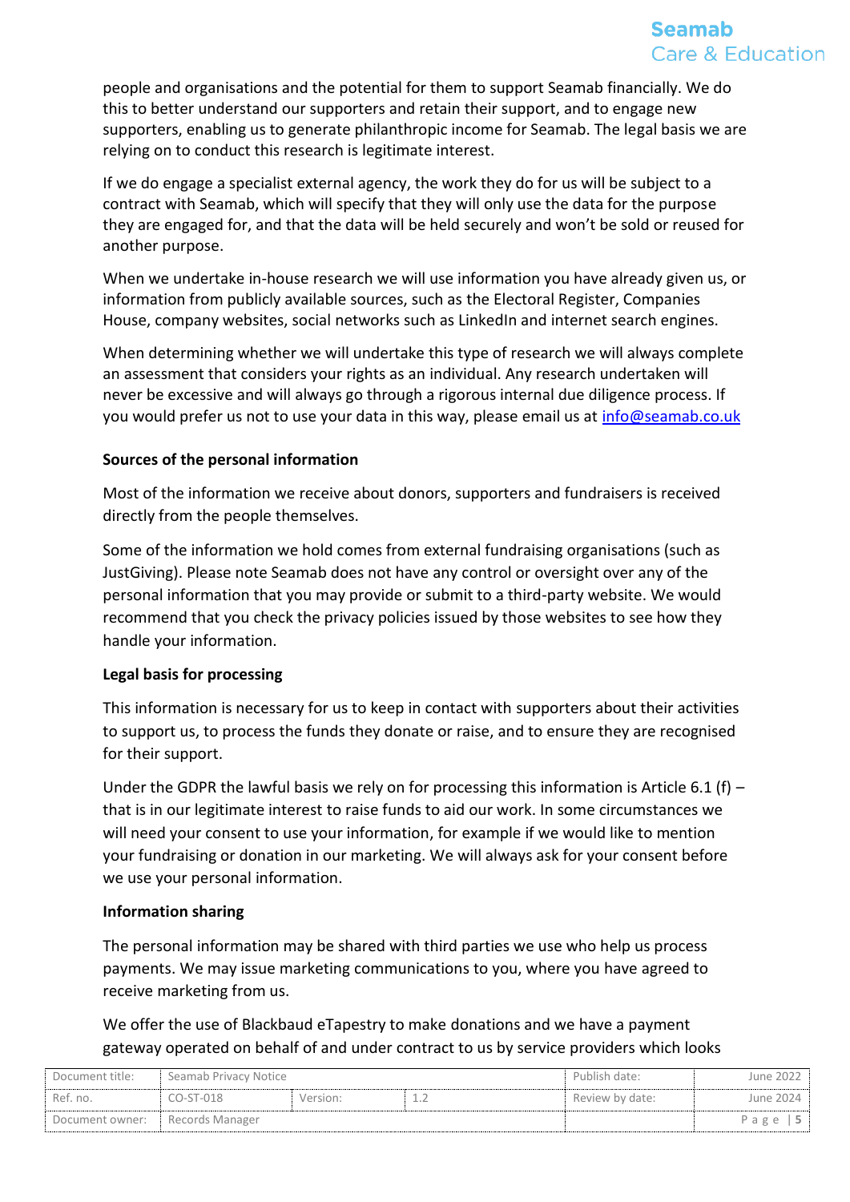people and organisations and the potential for them to support Seamab financially. We do this to better understand our supporters and retain their support, and to engage new supporters, enabling us to generate philanthropic income for Seamab. The legal basis we are relying on to conduct this research is legitimate interest.

If we do engage a specialist external agency, the work they do for us will be subject to a contract with Seamab, which will specify that they will only use the data for the purpose they are engaged for, and that the data will be held securely and won't be sold or reused for another purpose.

When we undertake in-house research we will use information you have already given us, or information from publicly available sources, such as the Electoral Register, Companies House, company websites, social networks such as LinkedIn and internet search engines.

When determining whether we will undertake this type of research we will always complete an assessment that considers your rights as an individual. Any research undertaken will never be excessive and will always go through a rigorous internal due diligence process. If you would prefer us not to use your data in this way, please email us at info@seamab.co.uk

**Sources of the personal information**

Most of the information we receive about donors, supporters and fundraisers is received directly from the people themselves.

Some of the information we hold comes from external fundraising organisations (such as JustGiving). Please note Seamab does not have any control or oversight over any of the personal information that you may provide or submit to a third-party website. We would recommend that you check the privacy policies issued by those websites to see how they handle your information.

**Legal basis for processing**

This information is necessary for us to keep in contact with supporters about their activities to support us, to process the funds they donate or raise, and to ensure they are recognised for their support.

Under the GDPR the lawful basis we rely on for processing this information is Article 6.1 (f) – that is in our legitimate interest to raise funds to aid our work. In some circumstances we will need your consent to use your information, for example if we would like to mention your fundraising or donation in our marketing. We will always ask for your consent before we use your personal information.

**Information sharing**

The personal information may be shared with third parties we use who help us process payments. We may issue marketing communications to you, where you have agreed to receive marketing from us.

We offer the use of Blackbaud eTapestry to make donations and we have a payment gateway operated on behalf of and under contract to us by service providers which looks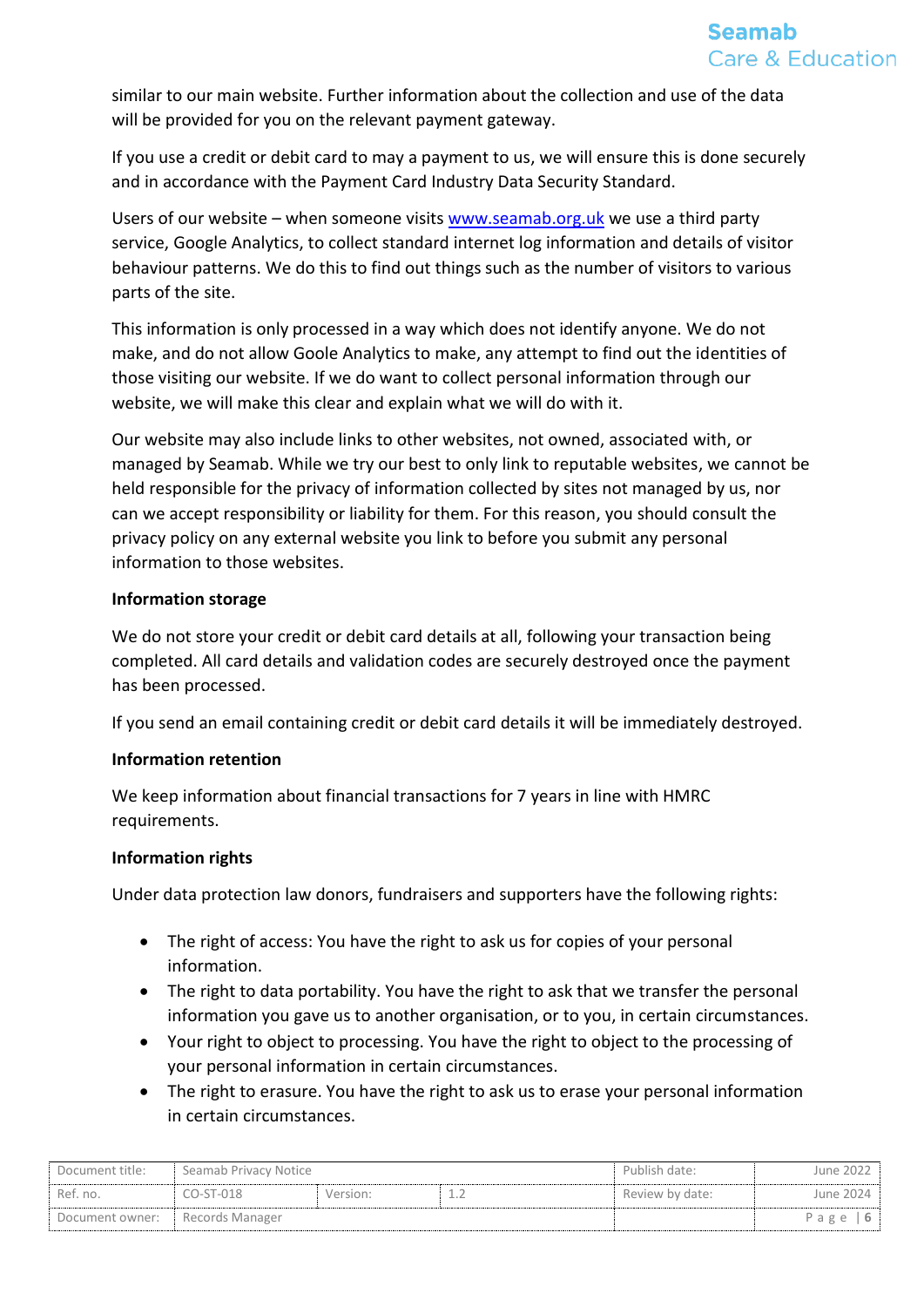similar to our main website. Further information about the collection and use of the data will be provided for you on the relevant payment gateway.

If you use a credit or debit card to may a payment to us, we will ensure this is done securely and in accordance with the Payment Card Industry Data Security Standard.

Users of our website – when someone visits [www.seamab.org.uk](http://www.seamab.org.uk) we use a third party service, Google Analytics, to collect standard internet log information and details of visitor behaviour patterns. We do this to find out things such as the number of visitors to various parts of the site.

This information is only processed in a way which does not identify anyone. We do not make, and do not allow Goole Analytics to make, any attempt to find out the identities of those visiting our website. If we do want to collect personal information through our website, we will make this clear and explain what we will do with it.

Our website may also include links to other websites, not owned, associated with, or managed by Seamab. While we try our best to only link to reputable websites, we cannot be held responsible for the privacy of information collected by sites not managed by us, nor can we accept responsibility or liability for them. For this reason, you should consult the privacy policy on any external website you link to before you submit any personal information to those websites.

**Information storage**

We do not store your credit or debit card details at all, following your transaction being completed. All card details and validation codes are securely destroyed once the payment has been processed.

If you send an email containing credit or debit card details it will be immediately destroyed.

**Information retention**

We keep information about financial transactions for 7 years in line with HMRC requirements.

**Information rights**

Under data protection law donors, fundraisers and supporters have the following rights:

- The right of access: You have the right to ask us for copies of your personal information.
- The right to data portability. You have the right to ask that we transfer the personal information you gave us to another organisation, or to you, in certain circumstances.
- Your right to object to processing. You have the right to object to the processing of your personal information in certain circumstances.
- The right to erasure. You have the right to ask us to erase your personal information in certain circumstances.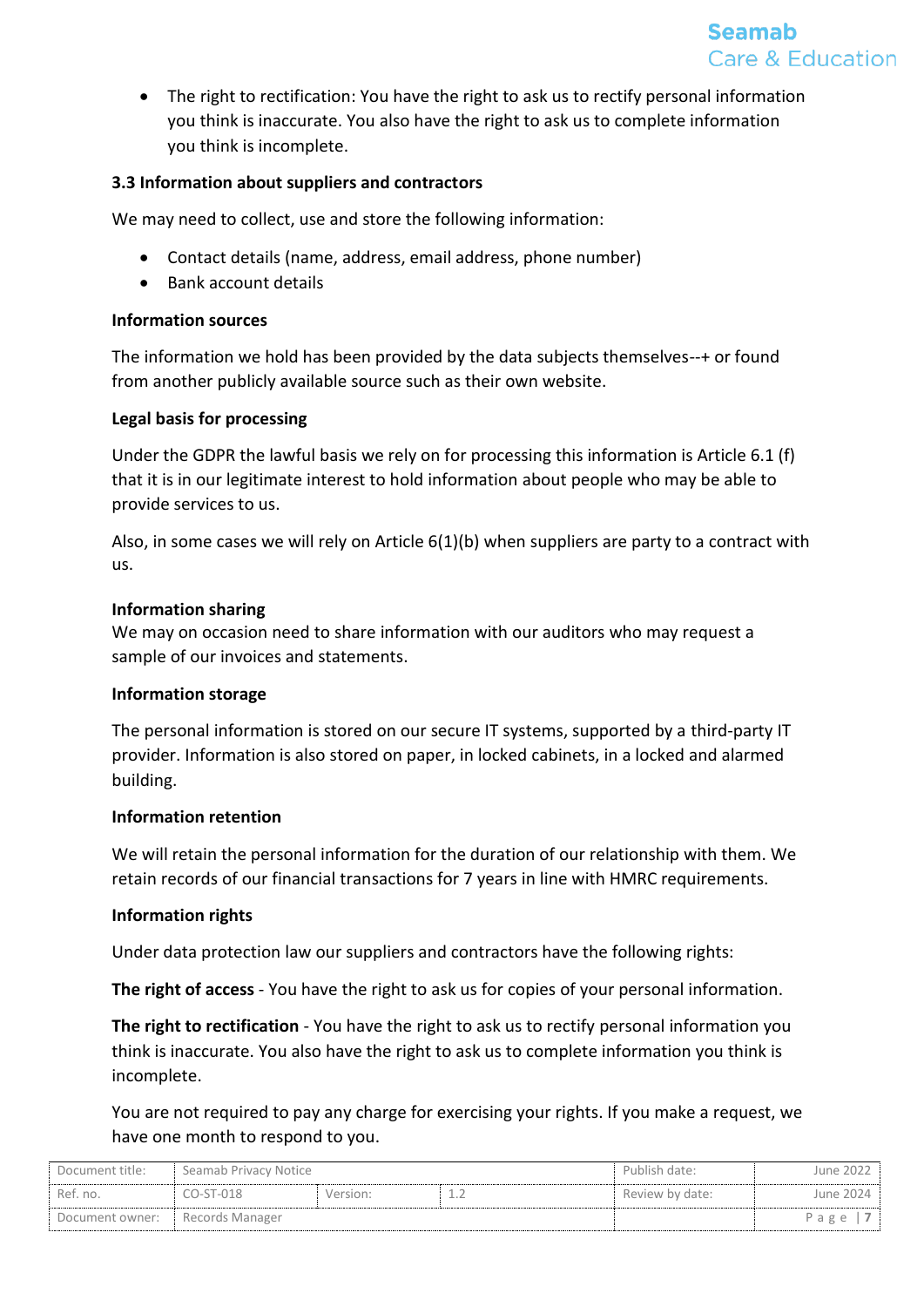- The right to rectification: You have the right to ask us to rectify personal information you think is inaccurate. You also have the right to ask us to complete information you think is incomplete.

### 3.3 Information about suppliers and contractors

We may need to collect, use and store the following information:

- Contact details (name, address, email address, phone number)
- Bank account details

**Information sources**

The information we hold has been provided by the data subjects themselves--+ or found from another publicly available source such as their own website.

**Legal basis for processing**

Under the GDPR the lawful basis we rely on for processing this information is Article 6.1 (f) that it is in our legitimate interest to hold information about people who may be able to provide services to us.

Also, in some cases we will rely on Article 6(1)(b) when suppliers are party to a contract with us.

**Information sharing**

We may on occasion need to share information with our auditors who may request a sample of our invoices and statements.

**Information storage**

The personal information is stored on our secure IT systems, supported by a third-party IT provider. Information is also stored on paper, in locked cabinets, in a locked and alarmed building.

**Information retention**

We will retain the personal information for the duration of our relationship with them. We retain records of our financial transactions for 7 years in line with HMRC requirements.

**Information rights**

Under data protection law our suppliers and contractors have the following rights:

**The right of access** - You have the right to ask us for copies of your personal information.

**The right to rectification** - You have the right to ask us to rectify personal information you think is inaccurate. You also have the right to ask us to complete information you think is incomplete.

You are not required to pay any charge for exercising your rights. If you make a request, we have one month to respond to you.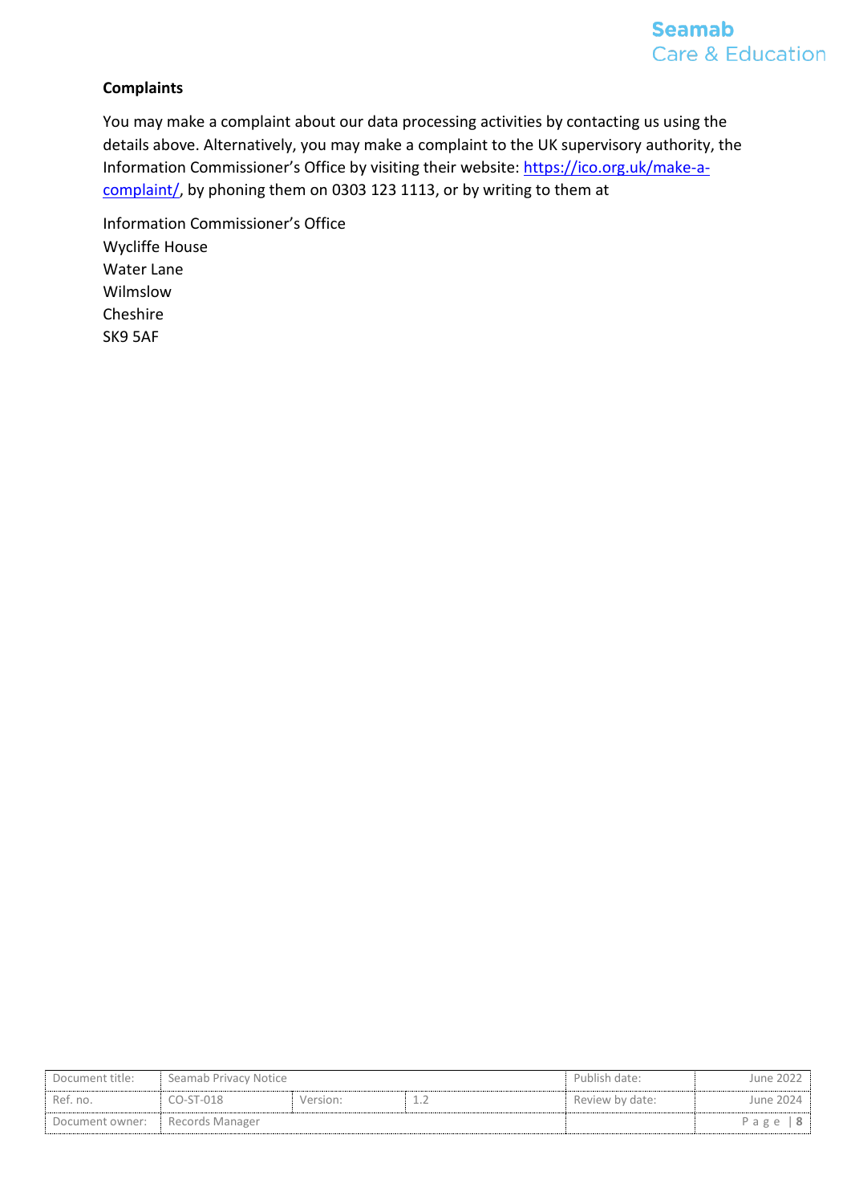**Complaints**

You may make a complaint about our data processing activities by contacting us using the details above. Alternatively, you may make a complaint to the UK supervisory authority, the Information Commissioner's Office by visiting their website: [https://ico.org.uk/make-a-complaint/](https://ico.org.uk/make-a-complaint/), by phoning them on 0303 123 1113, or by writing to them at

Information Commissioner's Office
Wycliffe House
Water Lane
Wilmslow
Cheshire
SK9 5AF